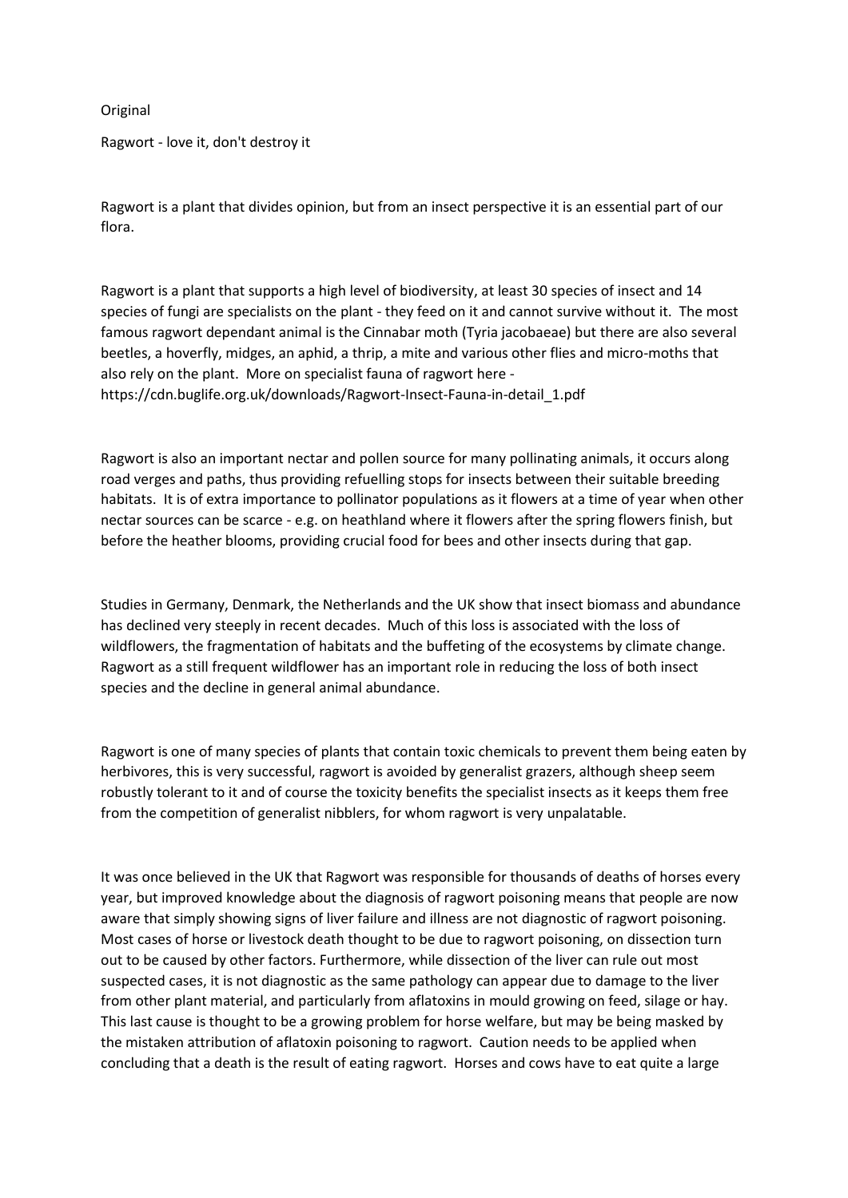Original

Ragwort - love it, don't destroy it

Ragwort is a plant that divides opinion, but from an insect perspective it is an essential part of our flora.

Ragwort is a plant that supports a high level of biodiversity, at least 30 species of insect and 14 species of fungi are specialists on the plant - they feed on it and cannot survive without it. The most famous ragwort dependant animal is the Cinnabar moth (Tyria jacobaeae) but there are also several beetles, a hoverfly, midges, an aphid, a thrip, a mite and various other flies and micro-moths that also rely on the plant. More on specialist fauna of ragwort here - https://cdn.buglife.org.uk/downloads/Ragwort-Insect-Fauna-in-detail_1.pdf

Ragwort is also an important nectar and pollen source for many pollinating animals, it occurs along road verges and paths, thus providing refuelling stops for insects between their suitable breeding habitats. It is of extra importance to pollinator populations as it flowers at a time of year when other nectar sources can be scarce - e.g. on heathland where it flowers after the spring flowers finish, but before the heather blooms, providing crucial food for bees and other insects during that gap.

Studies in Germany, Denmark, the Netherlands and the UK show that insect biomass and abundance has declined very steeply in recent decades. Much of this loss is associated with the loss of wildflowers, the fragmentation of habitats and the buffeting of the ecosystems by climate change. Ragwort as a still frequent wildflower has an important role in reducing the loss of both insect species and the decline in general animal abundance.

Ragwort is one of many species of plants that contain toxic chemicals to prevent them being eaten by herbivores, this is very successful, ragwort is avoided by generalist grazers, although sheep seem robustly tolerant to it and of course the toxicity benefits the specialist insects as it keeps them free from the competition of generalist nibblers, for whom ragwort is very unpalatable.

It was once believed in the UK that Ragwort was responsible for thousands of deaths of horses every year, but improved knowledge about the diagnosis of ragwort poisoning means that people are now aware that simply showing signs of liver failure and illness are not diagnostic of ragwort poisoning. Most cases of horse or livestock death thought to be due to ragwort poisoning, on dissection turn out to be caused by other factors. Furthermore, while dissection of the liver can rule out most suspected cases, it is not diagnostic as the same pathology can appear due to damage to the liver from other plant material, and particularly from aflatoxins in mould growing on feed, silage or hay. This last cause is thought to be a growing problem for horse welfare, but may be being masked by the mistaken attribution of aflatoxin poisoning to ragwort. Caution needs to be applied when concluding that a death is the result of eating ragwort. Horses and cows have to eat quite a large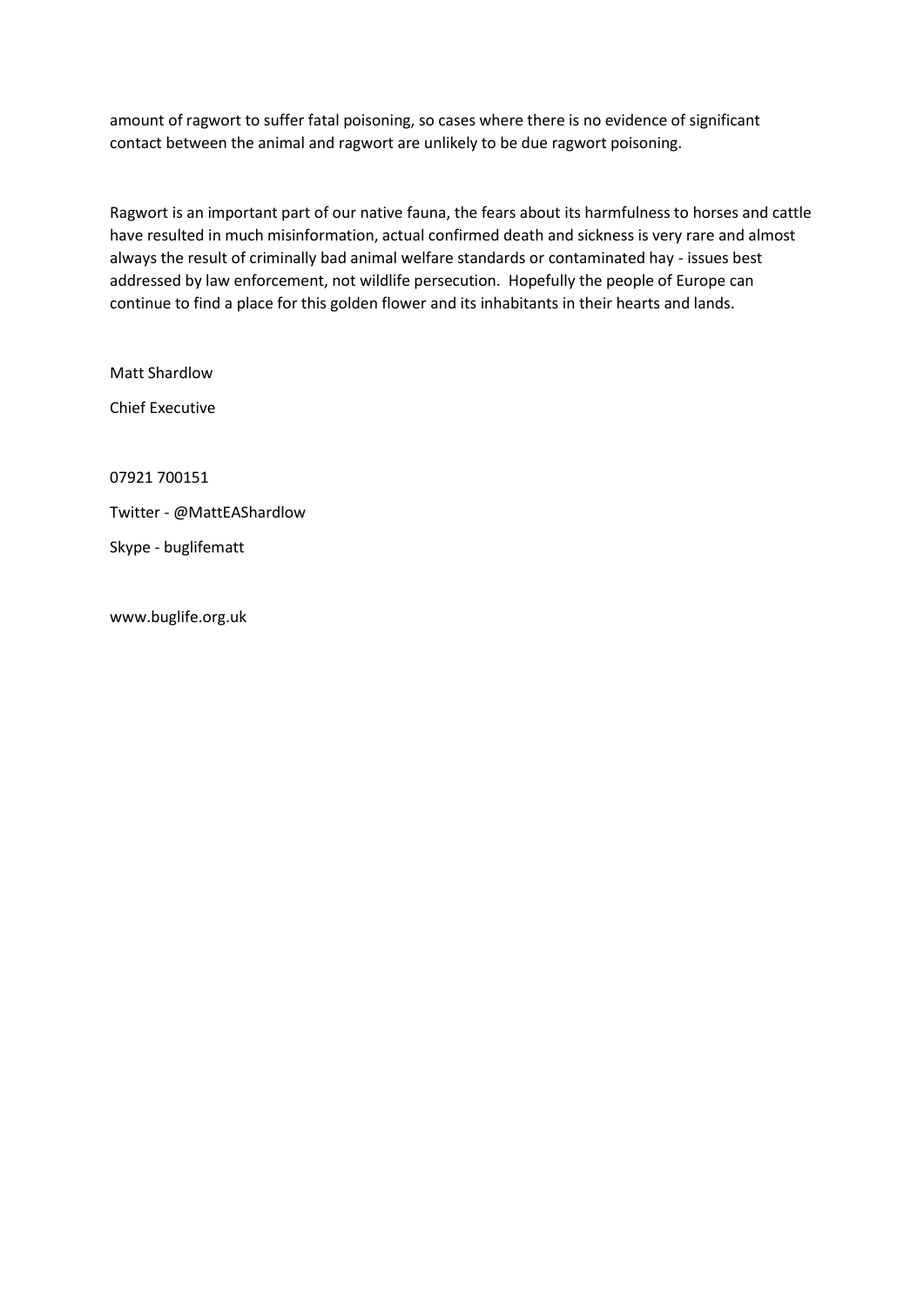amount of ragwort to suffer fatal poisoning, so cases where there is no evidence of significant contact between the animal and ragwort are unlikely to be due ragwort poisoning.

Ragwort is an important part of our native fauna, the fears about its harmfulness to horses and cattle have resulted in much misinformation, actual confirmed death and sickness is very rare and almost always the result of criminally bad animal welfare standards or contaminated hay - issues best addressed by law enforcement, not wildlife persecution. Hopefully the people of Europe can continue to find a place for this golden flower and its inhabitants in their hearts and lands.

Matt Shardlow

Chief Executive

07921 700151

Twitter - @MattEAShardlow

Skype - buglifematt

www.buglife.org.uk